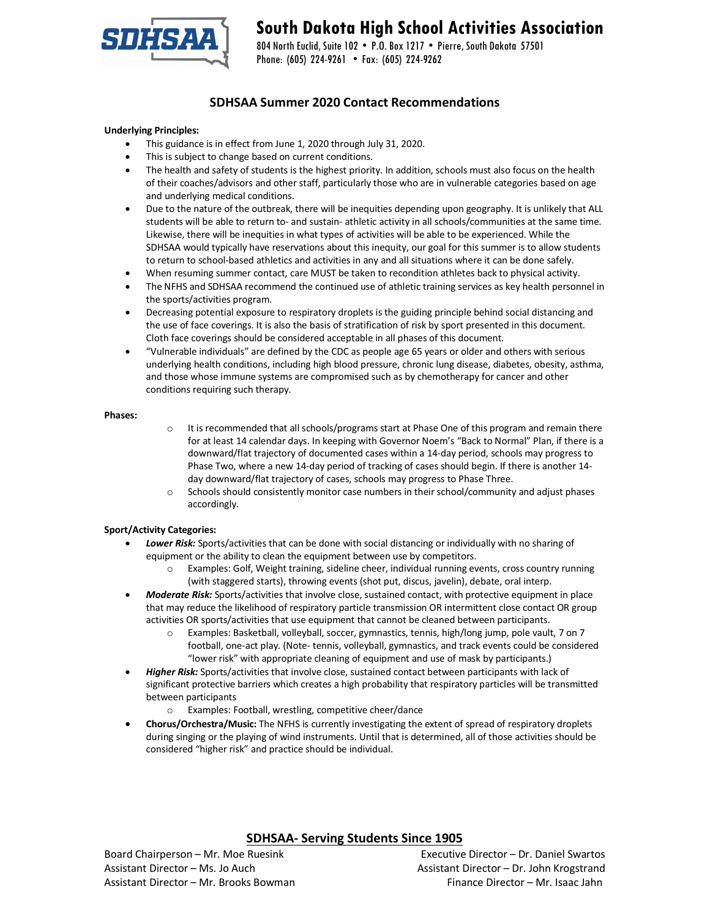# South Dakota High School Activities Association

804 North Euclid, Suite 102 • P.O. Box 1217 • Pierre, South Dakota 57501
Phone: (605) 224-9261 • Fax: (605) 224-9262

## SDHSAA Summer 2020 Contact Recommendations

**Underlying Principles:**

- This guidance is in effect from June 1, 2020 through July 31, 2020.
- This is subject to change based on current conditions.
- The health and safety of students is the highest priority. In addition, schools must also focus on the health of their coaches/advisors and other staff, particularly those who are in vulnerable categories based on age and underlying medical conditions.
- Due to the nature of the outbreak, there will be inequities depending upon geography. It is unlikely that ALL students will be able to return to- and sustain- athletic activity in all schools/communities at the same time. Likewise, there will be inequities in what types of activities will be able to be experienced. While the SDHSAA would typically have reservations about this inequity, our goal for this summer is to allow students to return to school-based athletics and activities in any and all situations where it can be done safely.
- When resuming summer contact, care MUST be taken to recondition athletes back to physical activity.
- The NFHS and SDHSAA recommend the continued use of athletic training services as key health personnel in the sports/activities program.
- Decreasing potential exposure to respiratory droplets is the guiding principle behind social distancing and the use of face coverings. It is also the basis of stratification of risk by sport presented in this document. Cloth face coverings should be considered acceptable in all phases of this document.
- "Vulnerable individuals" are defined by the CDC as people age 65 years or older and others with serious underlying health conditions, including high blood pressure, chronic lung disease, diabetes, obesity, asthma, and those whose immune systems are compromised such as by chemotherapy for cancer and other conditions requiring such therapy.

**Phases:**

- It is recommended that all schools/programs start at Phase One of this program and remain there for at least 14 calendar days. In keeping with Governor Noem's "Back to Normal" Plan, if there is a downward/flat trajectory of documented cases within a 14-day period, schools may progress to Phase Two, where a new 14-day period of tracking of cases should begin. If there is another 14-day downward/flat trajectory of cases, schools may progress to Phase Three.
- Schools should consistently monitor case numbers in their school/community and adjust phases accordingly.

**Sport/Activity Categories:**

- ***Lower Risk:*** Sports/activities that can be done with social distancing or individually with no sharing of equipment or the ability to clean the equipment between use by competitors.
  - Examples: Golf, Weight training, sideline cheer, individual running events, cross country running (with staggered starts), throwing events (shot put, discus, javelin), debate, oral interp.
- ***Moderate Risk:*** Sports/activities that involve close, sustained contact, with protective equipment in place that may reduce the likelihood of respiratory particle transmission OR intermittent close contact OR group activities OR sports/activities that use equipment that cannot be cleaned between participants.
  - Examples: Basketball, volleyball, soccer, gymnastics, tennis, high/long jump, pole vault, 7 on 7 football, one-act play. (Note- tennis, volleyball, gymnastics, and track events could be considered "lower risk" with appropriate cleaning of equipment and use of mask by participants.)
- ***Higher Risk:*** Sports/activities that involve close, sustained contact between participants with lack of significant protective barriers which creates a high probability that respiratory particles will be transmitted between participants
  - Examples: Football, wrestling, competitive cheer/dance
- **Chorus/Orchestra/Music:** The NFHS is currently investigating the extent of spread of respiratory droplets during singing or the playing of wind instruments. Until that is determined, all of those activities should be considered "higher risk" and practice should be individual.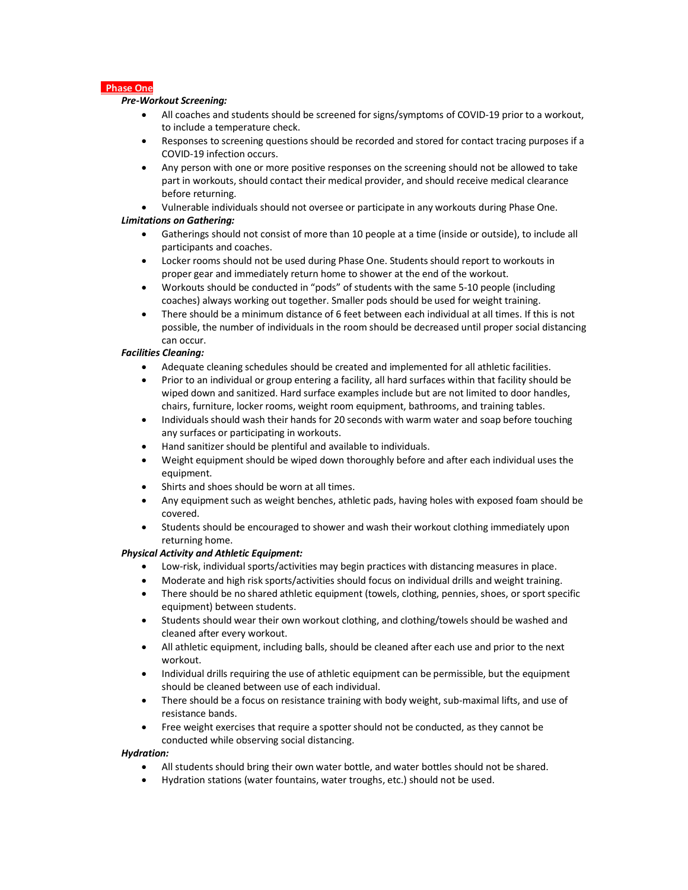## Phase One

***Pre-Workout Screening:***

- All coaches and students should be screened for signs/symptoms of COVID-19 prior to a workout, to include a temperature check.
- Responses to screening questions should be recorded and stored for contact tracing purposes if a COVID-19 infection occurs.
- Any person with one or more positive responses on the screening should not be allowed to take part in workouts, should contact their medical provider, and should receive medical clearance before returning.
- Vulnerable individuals should not oversee or participate in any workouts during Phase One.

***Limitations on Gathering:***

- Gatherings should not consist of more than 10 people at a time (inside or outside), to include all participants and coaches.
- Locker rooms should not be used during Phase One. Students should report to workouts in proper gear and immediately return home to shower at the end of the workout.
- Workouts should be conducted in "pods" of students with the same 5-10 people (including coaches) always working out together. Smaller pods should be used for weight training.
- There should be a minimum distance of 6 feet between each individual at all times. If this is not possible, the number of individuals in the room should be decreased until proper social distancing can occur.

***Facilities Cleaning:***

- Adequate cleaning schedules should be created and implemented for all athletic facilities.
- Prior to an individual or group entering a facility, all hard surfaces within that facility should be wiped down and sanitized. Hard surface examples include but are not limited to door handles, chairs, furniture, locker rooms, weight room equipment, bathrooms, and training tables.
- Individuals should wash their hands for 20 seconds with warm water and soap before touching any surfaces or participating in workouts.
- Hand sanitizer should be plentiful and available to individuals.
- Weight equipment should be wiped down thoroughly before and after each individual uses the equipment.
- Shirts and shoes should be worn at all times.
- Any equipment such as weight benches, athletic pads, having holes with exposed foam should be covered.
- Students should be encouraged to shower and wash their workout clothing immediately upon returning home.

***Physical Activity and Athletic Equipment:***

- Low-risk, individual sports/activities may begin practices with distancing measures in place.
- Moderate and high risk sports/activities should focus on individual drills and weight training.
- There should be no shared athletic equipment (towels, clothing, pennies, shoes, or sport specific equipment) between students.
- Students should wear their own workout clothing, and clothing/towels should be washed and cleaned after every workout.
- All athletic equipment, including balls, should be cleaned after each use and prior to the next workout.
- Individual drills requiring the use of athletic equipment can be permissible, but the equipment should be cleaned between use of each individual.
- There should be a focus on resistance training with body weight, sub-maximal lifts, and use of resistance bands.
- Free weight exercises that require a spotter should not be conducted, as they cannot be conducted while observing social distancing.

***Hydration:***

- All students should bring their own water bottle, and water bottles should not be shared.
- Hydration stations (water fountains, water troughs, etc.) should not be used.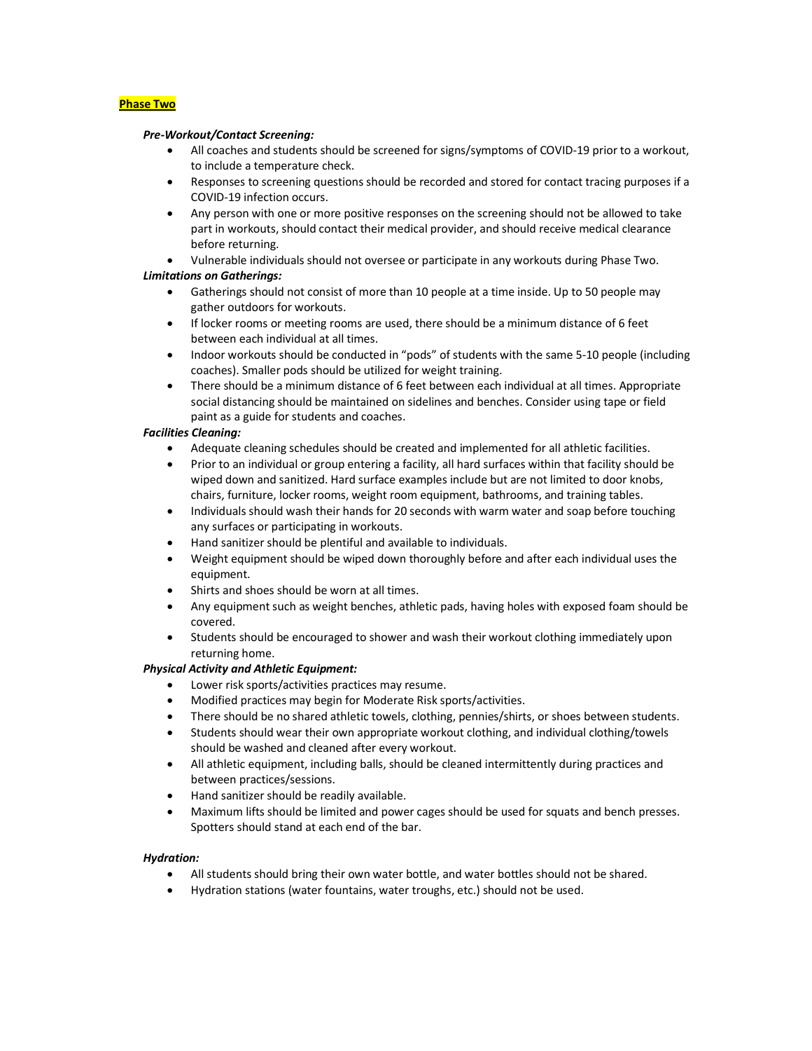## Phase Two

***Pre-Workout/Contact Screening:***

- All coaches and students should be screened for signs/symptoms of COVID-19 prior to a workout, to include a temperature check.
- Responses to screening questions should be recorded and stored for contact tracing purposes if a COVID-19 infection occurs.
- Any person with one or more positive responses on the screening should not be allowed to take part in workouts, should contact their medical provider, and should receive medical clearance before returning.
- Vulnerable individuals should not oversee or participate in any workouts during Phase Two.

***Limitations on Gatherings:***

- Gatherings should not consist of more than 10 people at a time inside. Up to 50 people may gather outdoors for workouts.
- If locker rooms or meeting rooms are used, there should be a minimum distance of 6 feet between each individual at all times.
- Indoor workouts should be conducted in "pods" of students with the same 5-10 people (including coaches). Smaller pods should be utilized for weight training.
- There should be a minimum distance of 6 feet between each individual at all times. Appropriate social distancing should be maintained on sidelines and benches. Consider using tape or field paint as a guide for students and coaches.

***Facilities Cleaning:***

- Adequate cleaning schedules should be created and implemented for all athletic facilities.
- Prior to an individual or group entering a facility, all hard surfaces within that facility should be wiped down and sanitized. Hard surface examples include but are not limited to door knobs, chairs, furniture, locker rooms, weight room equipment, bathrooms, and training tables.
- Individuals should wash their hands for 20 seconds with warm water and soap before touching any surfaces or participating in workouts.
- Hand sanitizer should be plentiful and available to individuals.
- Weight equipment should be wiped down thoroughly before and after each individual uses the equipment.
- Shirts and shoes should be worn at all times.
- Any equipment such as weight benches, athletic pads, having holes with exposed foam should be covered.
- Students should be encouraged to shower and wash their workout clothing immediately upon returning home.

***Physical Activity and Athletic Equipment:***

- Lower risk sports/activities practices may resume.
- Modified practices may begin for Moderate Risk sports/activities.
- There should be no shared athletic towels, clothing, pennies/shirts, or shoes between students.
- Students should wear their own appropriate workout clothing, and individual clothing/towels should be washed and cleaned after every workout.
- All athletic equipment, including balls, should be cleaned intermittently during practices and between practices/sessions.
- Hand sanitizer should be readily available.
- Maximum lifts should be limited and power cages should be used for squats and bench presses. Spotters should stand at each end of the bar.

***Hydration:***

- All students should bring their own water bottle, and water bottles should not be shared.
- Hydration stations (water fountains, water troughs, etc.) should not be used.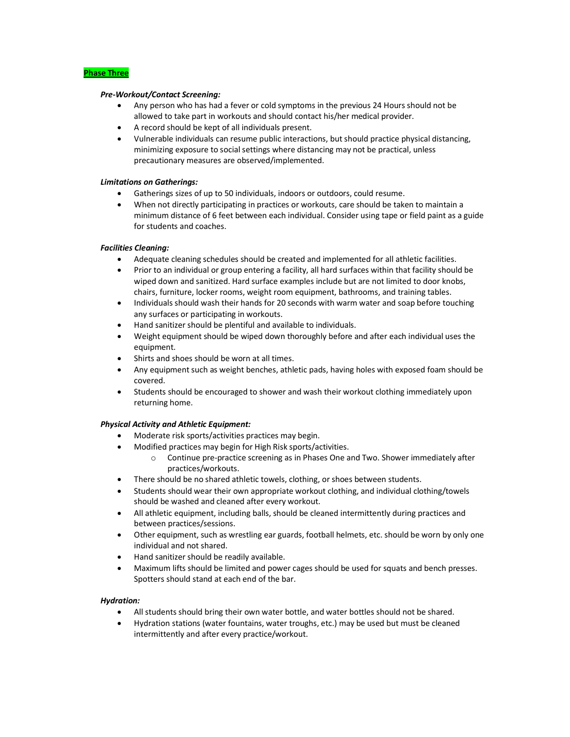## Phase Three

***Pre-Workout/Contact Screening:***

- Any person who has had a fever or cold symptoms in the previous 24 Hours should not be allowed to take part in workouts and should contact his/her medical provider.
- A record should be kept of all individuals present.
- Vulnerable individuals can resume public interactions, but should practice physical distancing, minimizing exposure to social settings where distancing may not be practical, unless precautionary measures are observed/implemented.

***Limitations on Gatherings:***

- Gatherings sizes of up to 50 individuals, indoors or outdoors, could resume.
- When not directly participating in practices or workouts, care should be taken to maintain a minimum distance of 6 feet between each individual. Consider using tape or field paint as a guide for students and coaches.

***Facilities Cleaning:***

- Adequate cleaning schedules should be created and implemented for all athletic facilities.
- Prior to an individual or group entering a facility, all hard surfaces within that facility should be wiped down and sanitized. Hard surface examples include but are not limited to door knobs, chairs, furniture, locker rooms, weight room equipment, bathrooms, and training tables.
- Individuals should wash their hands for 20 seconds with warm water and soap before touching any surfaces or participating in workouts.
- Hand sanitizer should be plentiful and available to individuals.
- Weight equipment should be wiped down thoroughly before and after each individual uses the equipment.
- Shirts and shoes should be worn at all times.
- Any equipment such as weight benches, athletic pads, having holes with exposed foam should be covered.
- Students should be encouraged to shower and wash their workout clothing immediately upon returning home.

***Physical Activity and Athletic Equipment:***

- Moderate risk sports/activities practices may begin.
- Modified practices may begin for High Risk sports/activities.
  - Continue pre-practice screening as in Phases One and Two. Shower immediately after practices/workouts.
- There should be no shared athletic towels, clothing, or shoes between students.
- Students should wear their own appropriate workout clothing, and individual clothing/towels should be washed and cleaned after every workout.
- All athletic equipment, including balls, should be cleaned intermittently during practices and between practices/sessions.
- Other equipment, such as wrestling ear guards, football helmets, etc. should be worn by only one individual and not shared.
- Hand sanitizer should be readily available.
- Maximum lifts should be limited and power cages should be used for squats and bench presses. Spotters should stand at each end of the bar.

***Hydration:***

- All students should bring their own water bottle, and water bottles should not be shared.
- Hydration stations (water fountains, water troughs, etc.) may be used but must be cleaned intermittently and after every practice/workout.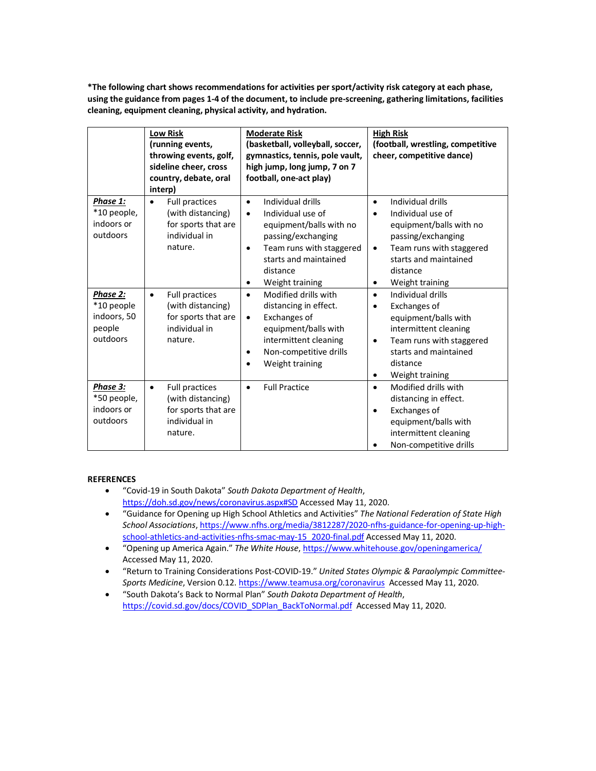**\*The following chart shows recommendations for activities per sport/activity risk category at each phase, using the guidance from pages 1-4 of the document, to include pre-screening, gathering limitations, facilities cleaning, equipment cleaning, physical activity, and hydration.**

| | **Low Risk** (running events, throwing events, golf, sideline cheer, cross country, debate, oral interp) | **Moderate Risk** (basketball, volleyball, soccer, gymnastics, tennis, pole vault, high jump, long jump, 7 on 7 football, one-act play) | **High Risk** (football, wrestling, competitive cheer, competitive dance) |
|---|---|---|---|
| ***Phase 1:*** *10 people, indoors or outdoors | • Full practices (with distancing) for sports that are individual in nature. | • Individual drills<br>• Individual use of equipment/balls with no passing/exchanging<br>• Team runs with staggered starts and maintained distance<br>• Weight training | • Individual drills<br>• Individual use of equipment/balls with no passing/exchanging<br>• Team runs with staggered starts and maintained distance<br>• Weight training |
| ***Phase 2:*** *10 people indoors, 50 people outdoors | • Full practices (with distancing) for sports that are individual in nature. | • Modified drills with distancing in effect.<br>• Exchanges of equipment/balls with intermittent cleaning<br>• Non-competitive drills<br>• Weight training | • Individual drills<br>• Exchanges of equipment/balls with intermittent cleaning<br>• Team runs with staggered starts and maintained distance<br>• Weight training |
| ***Phase 3:*** *50 people, indoors or outdoors | • Full practices (with distancing) for sports that are individual in nature. | • Full Practice | • Modified drills with distancing in effect.<br>• Exchanges of equipment/balls with intermittent cleaning<br>• Non-competitive drills |

**REFERENCES**

- "Covid-19 in South Dakota" *South Dakota Department of Health*, https://doh.sd.gov/news/coronavirus.aspx#SD Accessed May 11, 2020.
- "Guidance for Opening up High School Athletics and Activities" *The National Federation of State High School Associations*, https://www.nfhs.org/media/3812287/2020-nfhs-guidance-for-opening-up-high-school-athletics-and-activities-nfhs-smac-may-15_2020-final.pdf Accessed May 11, 2020.
- "Opening up America Again." *The White House*, https://www.whitehouse.gov/openingamerica/ Accessed May 11, 2020.
- "Return to Training Considerations Post-COVID-19." *United States Olympic & Paraolympic Committee-Sports Medicine*, Version 0.12. https://www.teamusa.org/coronavirus Accessed May 11, 2020.
- "South Dakota's Back to Normal Plan" *South Dakota Department of Health*, https://covid.sd.gov/docs/COVID_SDPlan_BackToNormal.pdf Accessed May 11, 2020.